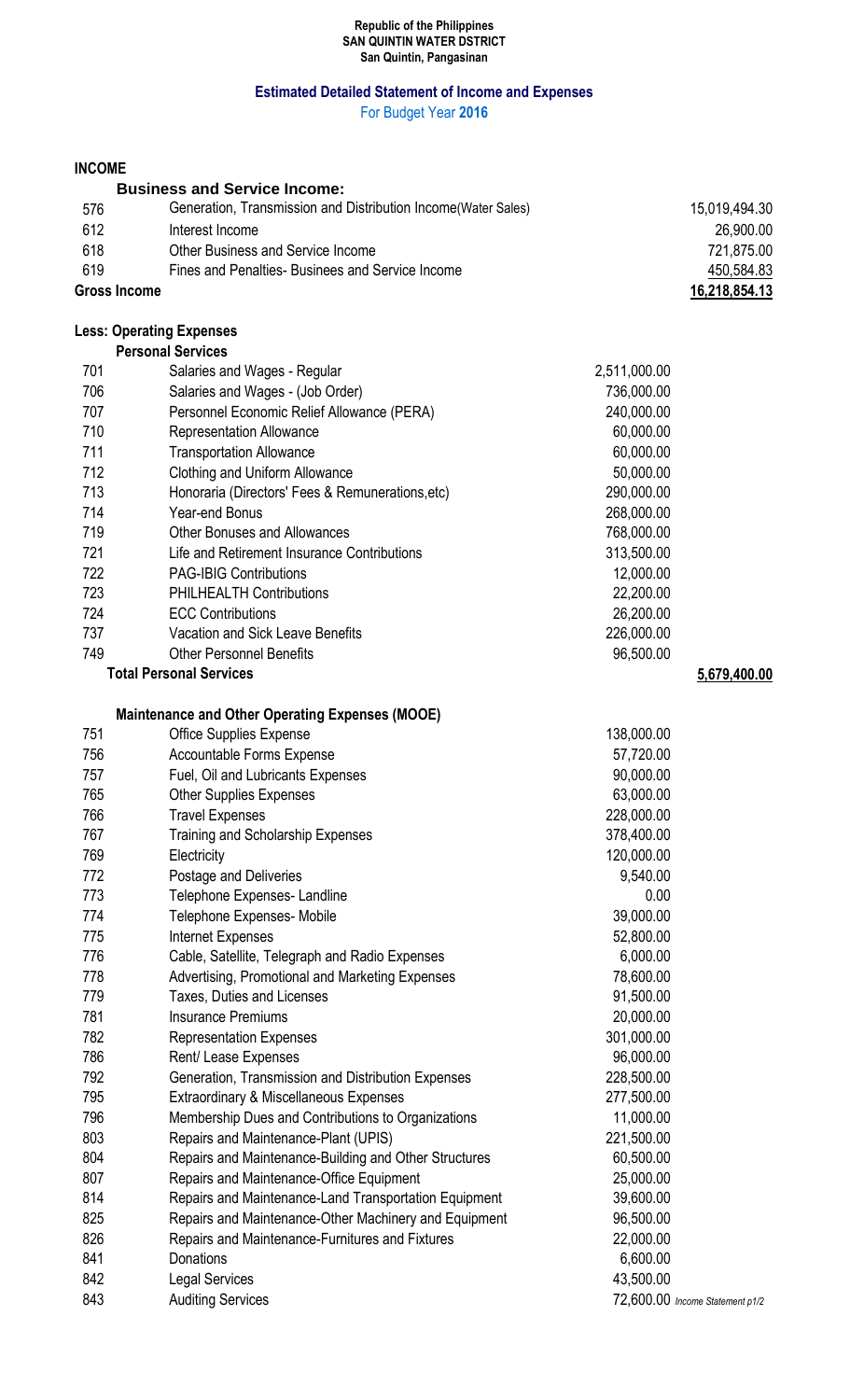Republic of the Philippines
**SAN QUINTIN WATER DSTRICT**
San Quintin, Pangasinan

## Estimated Detailed Statement of Income and Expenses

For Budget Year **2016**

**INCOME**

| Code | Account | Amount | Total |
|---|---|---|---|
| | **Business and Service Income:** | | |
| 576 | Generation, Transmission and Distribution Income(Water Sales) | | 15,019,494.30 |
| 612 | Interest Income | | 26,900.00 |
| 618 | Other Business and Service Income | | 721,875.00 |
| 619 | Fines and Penalties- Businees and Service Income | | 450,584.83 |
| **Gross Income** | | | **16,218,854.13** |
| | | | |
| **Less: Operating Expenses** | | | |
| | **Personal Services** | | |
| 701 | Salaries and Wages - Regular | 2,511,000.00 | |
| 706 | Salaries and Wages - (Job Order) | 736,000.00 | |
| 707 | Personnel Economic Relief Allowance (PERA) | 240,000.00 | |
| 710 | Representation Allowance | 60,000.00 | |
| 711 | Transportation Allowance | 60,000.00 | |
| 712 | Clothing and Uniform Allowance | 50,000.00 | |
| 713 | Honoraria (Directors' Fees & Remunerations,etc) | 290,000.00 | |
| 714 | Year-end Bonus | 268,000.00 | |
| 719 | Other Bonuses and Allowances | 768,000.00 | |
| 721 | Life and Retirement Insurance Contributions | 313,500.00 | |
| 722 | PAG-IBIG Contributions | 12,000.00 | |
| 723 | PHILHEALTH Contributions | 22,200.00 | |
| 724 | ECC Contributions | 26,200.00 | |
| 737 | Vacation and Sick Leave Benefits | 226,000.00 | |
| 749 | Other Personnel Benefits | 96,500.00 | |
| | **Total Personal Services** | | **5,679,400.00** |
| | | | |
| | **Maintenance and Other Operating Expenses (MOOE)** | | |
| 751 | Office Supplies Expense | 138,000.00 | |
| 756 | Accountable Forms Expense | 57,720.00 | |
| 757 | Fuel, Oil and Lubricants Expenses | 90,000.00 | |
| 765 | Other Supplies Expenses | 63,000.00 | |
| 766 | Travel Expenses | 228,000.00 | |
| 767 | Training and Scholarship Expenses | 378,400.00 | |
| 769 | Electricity | 120,000.00 | |
| 772 | Postage and Deliveries | 9,540.00 | |
| 773 | Telephone Expenses- Landline | 0.00 | |
| 774 | Telephone Expenses- Mobile | 39,000.00 | |
| 775 | Internet Expenses | 52,800.00 | |
| 776 | Cable, Satellite, Telegraph and Radio Expenses | 6,000.00 | |
| 778 | Advertising, Promotional and Marketing Expenses | 78,600.00 | |
| 779 | Taxes, Duties and Licenses | 91,500.00 | |
| 781 | Insurance Premiums | 20,000.00 | |
| 782 | Representation Expenses | 301,000.00 | |
| 786 | Rent/ Lease Expenses | 96,000.00 | |
| 792 | Generation, Transmission and Distribution Expenses | 228,500.00 | |
| 795 | Extraordinary & Miscellaneous Expenses | 277,500.00 | |
| 796 | Membership Dues and Contributions to Organizations | 11,000.00 | |
| 803 | Repairs and Maintenance-Plant (UPIS) | 221,500.00 | |
| 804 | Repairs and Maintenance-Building and Other Structures | 60,500.00 | |
| 807 | Repairs and Maintenance-Office Equipment | 25,000.00 | |
| 814 | Repairs and Maintenance-Land Transportation Equipment | 39,600.00 | |
| 825 | Repairs and Maintenance-Other Machinery and Equipment | 96,500.00 | |
| 826 | Repairs and Maintenance-Furnitures and Fixtures | 22,000.00 | |
| 841 | Donations | 6,600.00 | |
| 842 | Legal Services | 43,500.00 | |
| 843 | Auditing Services | 72,600.00 | |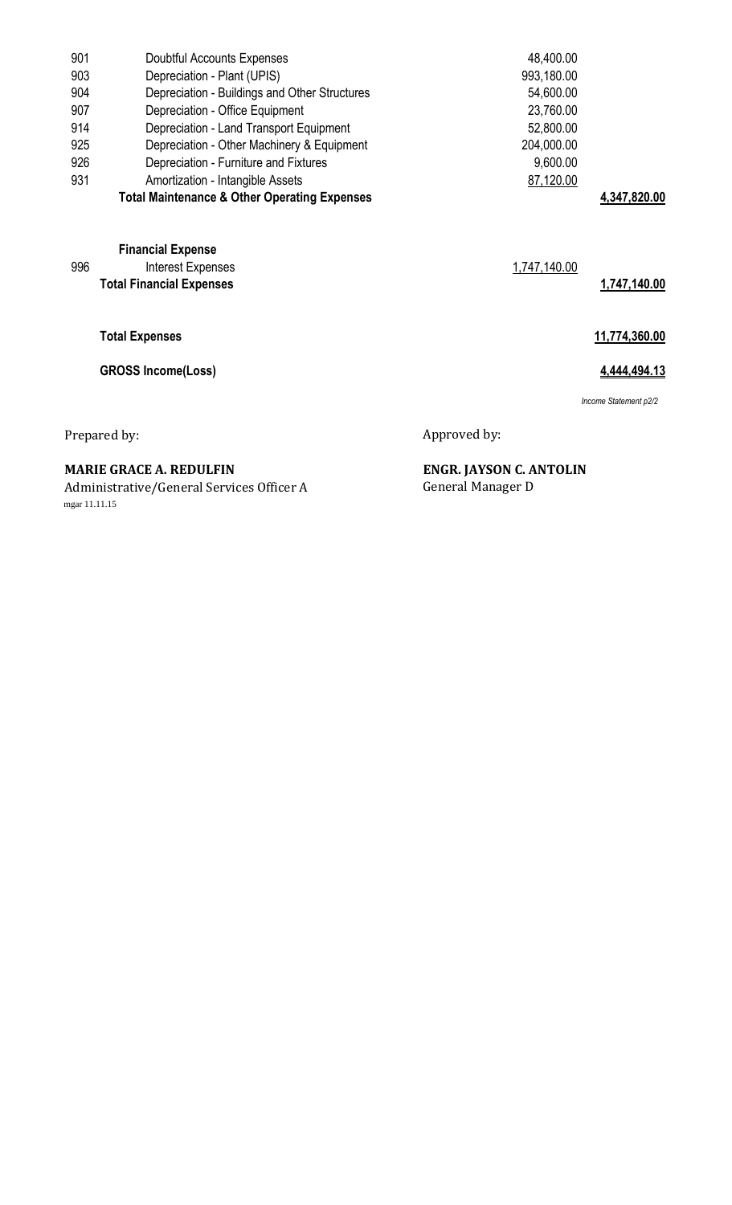| Code | Account | Amount | Total |
| --- | --- | --- | --- |
| 901 | Doubtful Accounts Expenses | 48,400.00 | |
| 903 | Depreciation - Plant (UPIS) | 993,180.00 | |
| 904 | Depreciation - Buildings and Other Structures | 54,600.00 | |
| 907 | Depreciation - Office Equipment | 23,760.00 | |
| 914 | Depreciation - Land Transport Equipment | 52,800.00 | |
| 925 | Depreciation - Other Machinery & Equipment | 204,000.00 | |
| 926 | Depreciation - Furniture and Fixtures | 9,600.00 | |
| 931 | Amortization - Intangible Assets | 87,120.00 | |
| | **Total Maintenance & Other Operating Expenses** | | **4,347,820.00** |
| | **Financial Expense** | | |
| 996 | Interest Expenses | 1,747,140.00 | |
| | **Total Financial Expenses** | | **1,747,140.00** |
| | **Total Expenses** | | **11,774,360.00** |
| | **GROSS Income(Loss)** | | **4,444,494.13** |

*Income Statement p2/2*

Prepared by:

**MARIE GRACE A. REDULFIN**
Administrative/General Services Officer A

Approved by:

**ENGR. JAYSON C. ANTOLIN**
General Manager D

mgar 11.11.15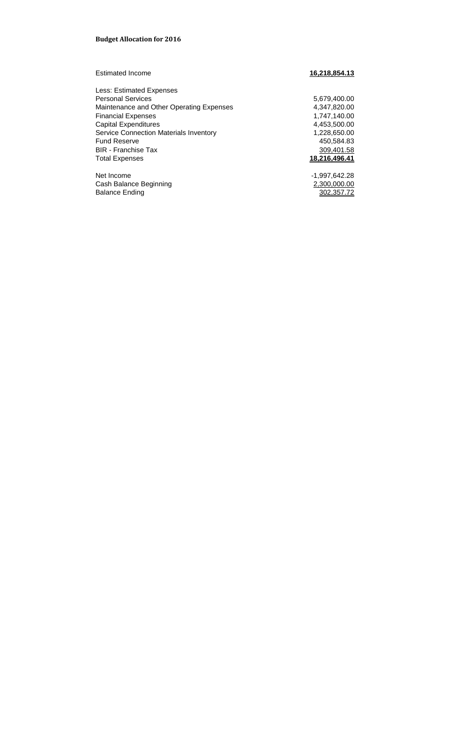**Budget Allocation for 2016**

| | |
|---|---|
| Estimated Income | **16,218,854.13** |
| Less: Estimated Expenses | |
| Personal Services | 5,679,400.00 |
| Maintenance and Other Operating Expenses | 4,347,820.00 |
| Financial Expenses | 1,747,140.00 |
| Capital Expenditures | 4,453,500.00 |
| Service Connection Materials Inventory | 1,228,650.00 |
| Fund Reserve | 450,584.83 |
| BIR - Franchise Tax | 309,401.58 |
| Total Expenses | **18,216,496.41** |
| Net Income | -1,997,642.28 |
| Cash Balance Beginning | 2,300,000.00 |
| Balance Ending | 302,357.72 |